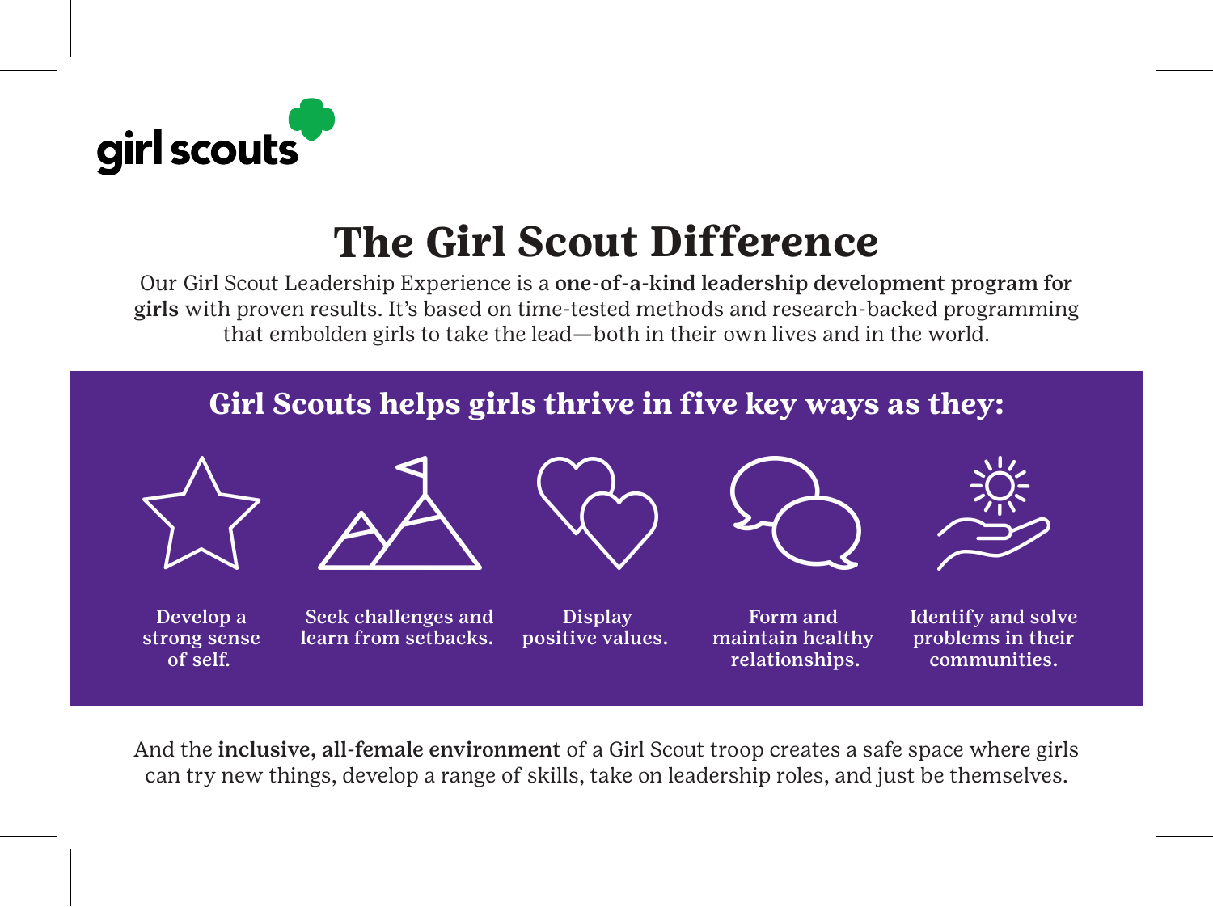girl scouts

# The Girl Scout Difference

Our Girl Scout Leadership Experience is a **one-of-a-kind leadership development program for girls** with proven results. It's based on time-tested methods and research-backed programming that embolden girls to take the lead—both in their own lives and in the world.

## Girl Scouts helps girls thrive in five key ways as they:

- Develop a strong sense of self.
- Seek challenges and learn from setbacks.
- Display positive values.
- Form and maintain healthy relationships.
- Identify and solve problems in their communities.

And the **inclusive, all-female environment** of a Girl Scout troop creates a safe space where girls can try new things, develop a range of skills, take on leadership roles, and just be themselves.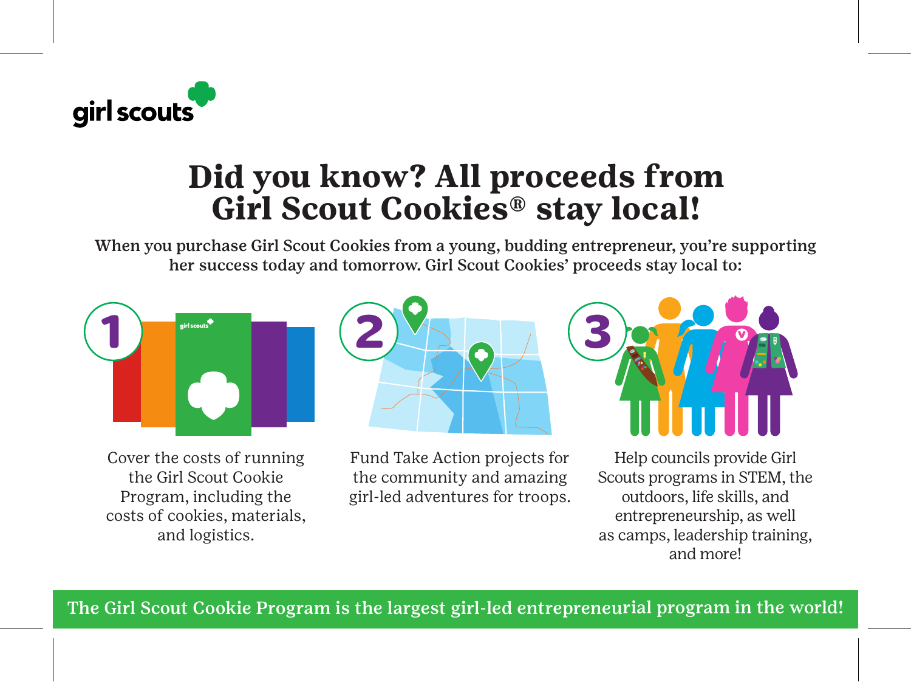girl scouts

# Did you know? All proceeds from Girl Scout Cookies® stay local!

**When you purchase Girl Scout Cookies from a young, budding entrepreneur, you're supporting her success today and tomorrow. Girl Scout Cookies' proceeds stay local to:**

1. Cover the costs of running the Girl Scout Cookie Program, including the costs of cookies, materials, and logistics.

2. Fund Take Action projects for the community and amazing girl-led adventures for troops.

3. Help councils provide Girl Scouts programs in STEM, the outdoors, life skills, and entrepreneurship, as well as camps, leadership training, and more!

The Girl Scout Cookie Program is the largest girl-led entrepreneurial program in the world!